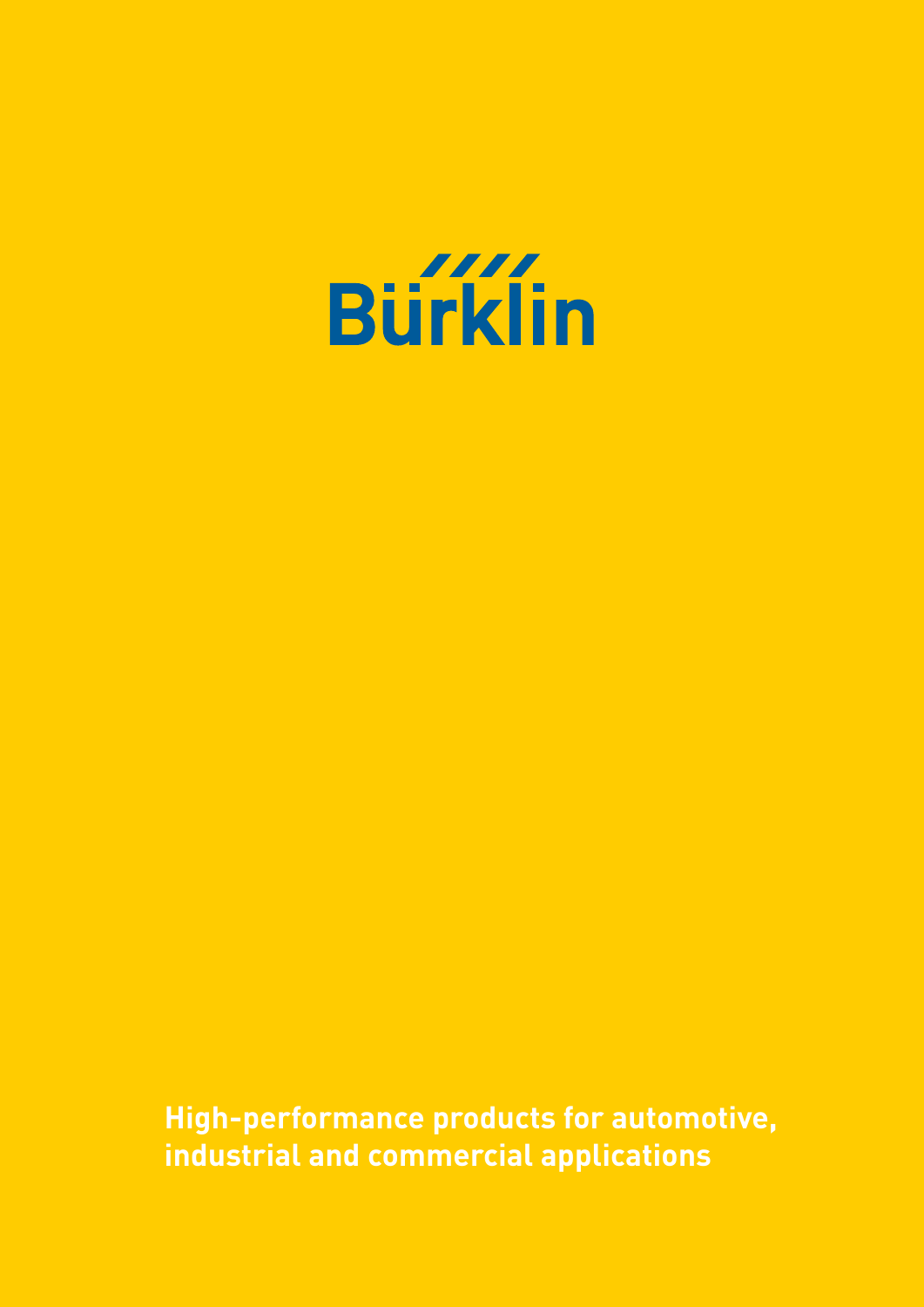# Bürklin

**High-performance products for automotive, industrial and commercial applications**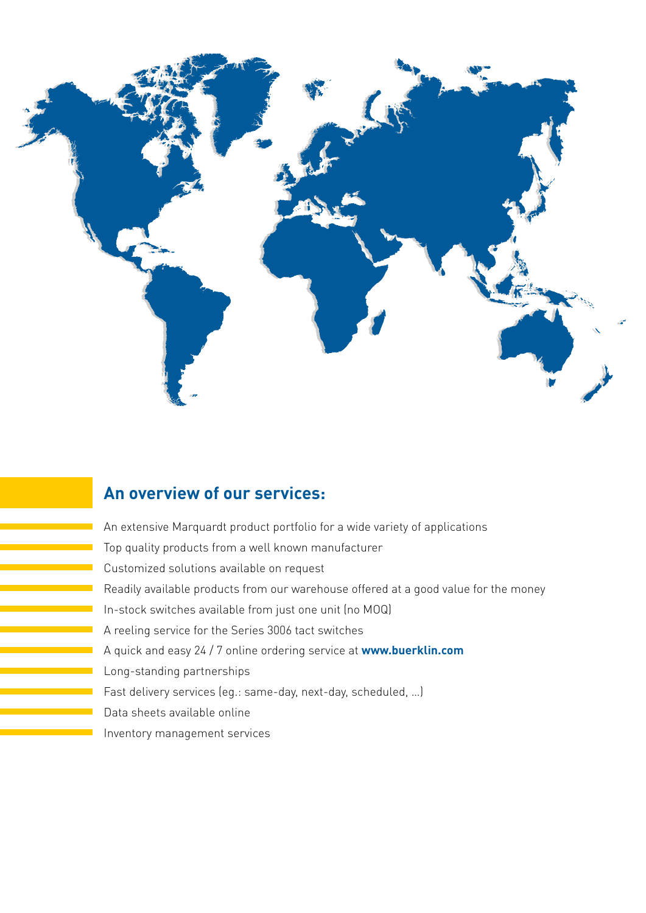## An overview of our services:

- An extensive Marquardt product portfolio for a wide variety of applications
- Top quality products from a well known manufacturer
- Customized solutions available on request
- Readily available products from our warehouse offered at a good value for the money
- In-stock switches available from just one unit (no MOQ)
- A reeling service for the Series 3006 tact switches
- A quick and easy 24 / 7 online ordering service at **www.buerklin.com**
- Long-standing partnerships
- Fast delivery services (eg.: same-day, next-day, scheduled, ...)
- Data sheets available online
- Inventory management services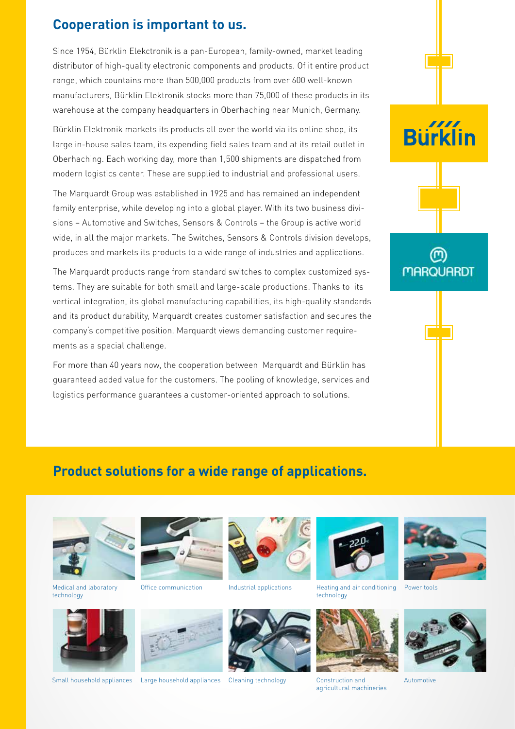## Cooperation is important to us.

Since 1954, Bürklin Elekctronik is a pan-European, family-owned, market leading distributor of high-quality electronic components and products. Of it entire product range, which countains more than 500,000 products from over 600 well-known manufacturers, Bürklin Elektronik stocks more than 75,000 of these products in its warehouse at the company headquarters in Oberhaching near Munich, Germany.

Bürklin Elektronik markets its products all over the world via its online shop, its large in-house sales team, its expending field sales team and at its retail outlet in Oberhaching. Each working day, more than 1,500 shipments are dispatched from modern logistics center. These are supplied to industrial and professional users.

The Marquardt Group was established in 1925 and has remained an independent family enterprise, while developing into a global player. With its two business divisions – Automotive and Switches, Sensors & Controls – the Group is active world wide, in all the major markets. The Switches, Sensors & Controls division develops, produces and markets its products to a wide range of industries and applications.

The Marquardt products range from standard switches to complex customized systems. They are suitable for both small and large-scale productions. Thanks to its vertical integration, its global manufacturing capabilities, its high-quality standards and its product durability, Marquardt creates customer satisfaction and secures the company's competitive position. Marquardt views demanding customer requirements as a special challenge.

For more than 40 years now, the cooperation between Marquardt and Bürklin has guaranteed added value for the customers. The pooling of knowledge, services and logistics performance guarantees a customer-oriented approach to solutions.

Bürklin

MARQUARDT

## Product solutions for a wide range of applications.

Medical and laboratory technology

Office communication

Industrial applications

Heating and air conditioning technology

Power tools

Small household appliances

Large household appliances

Cleaning technology

Construction and agricultural machineries

Automotive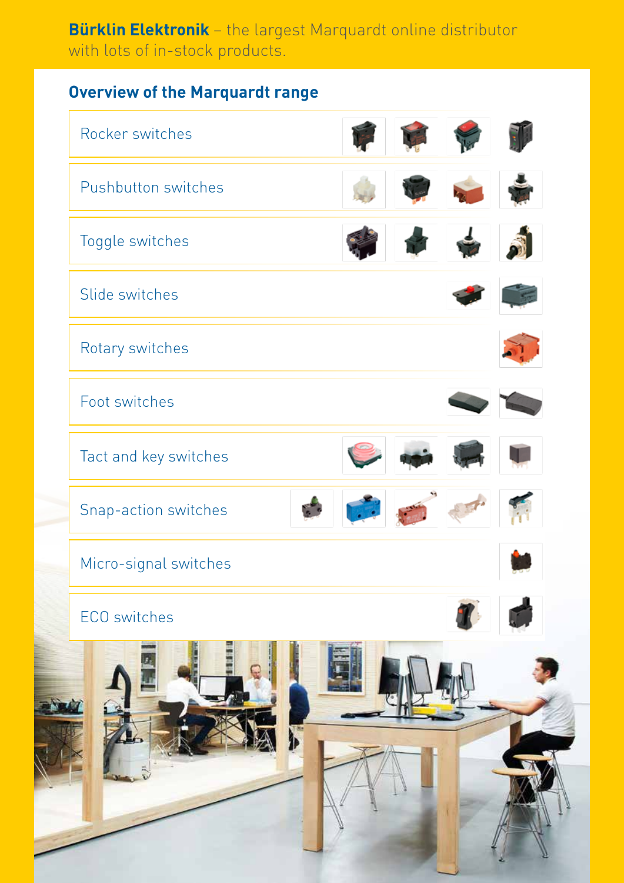**Bürklin Elektronik** – the largest Marquardt online distributor with lots of in-stock products.

## Overview of the Marquardt range

- Rocker switches
- Pushbutton switches
- Toggle switches
- Slide switches
- Rotary switches
- Foot switches
- Tact and key switches
- Snap-action switches
- Micro-signal switches
- ECO switches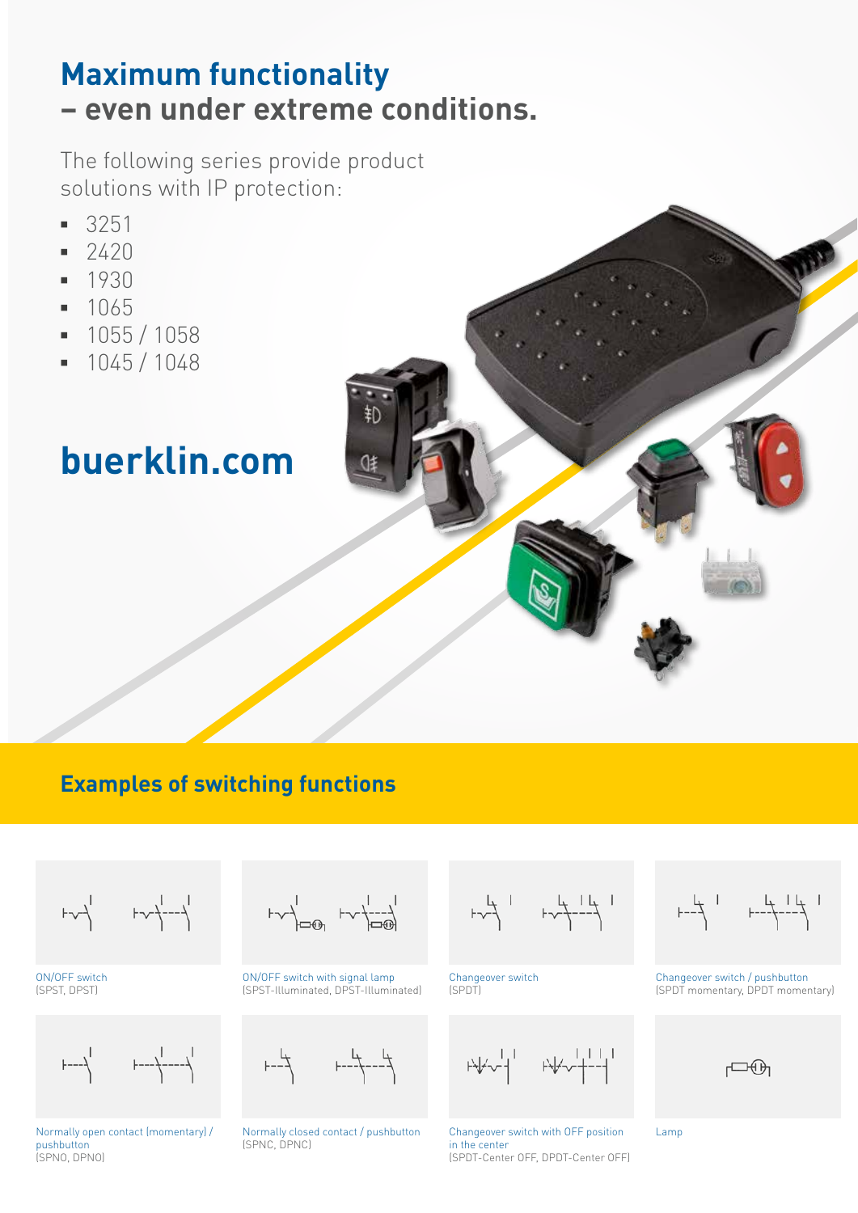# Maximum functionality – even under extreme conditions.

The following series provide product solutions with IP protection:

- 3251
- 2420
- 1930
- 1065
- 1055 / 1058
- 1045 / 1048

**buerklin.com**

## Examples of switching functions

ON/OFF switch (SPST, DPST)

ON/OFF switch with signal lamp (SPST-Illuminated, DPST-Illuminated)

Changeover switch (SPDT)

Changeover switch / pushbutton (SPDT momentary, DPDT momentary)

Normally open contact (momentary) / pushbutton (SPNO, DPNO)

Normally closed contact / pushbutton (SPNC, DPNC)

Changeover switch with OFF position in the center (SPDT-Center OFF, DPDT-Center OFF)

Lamp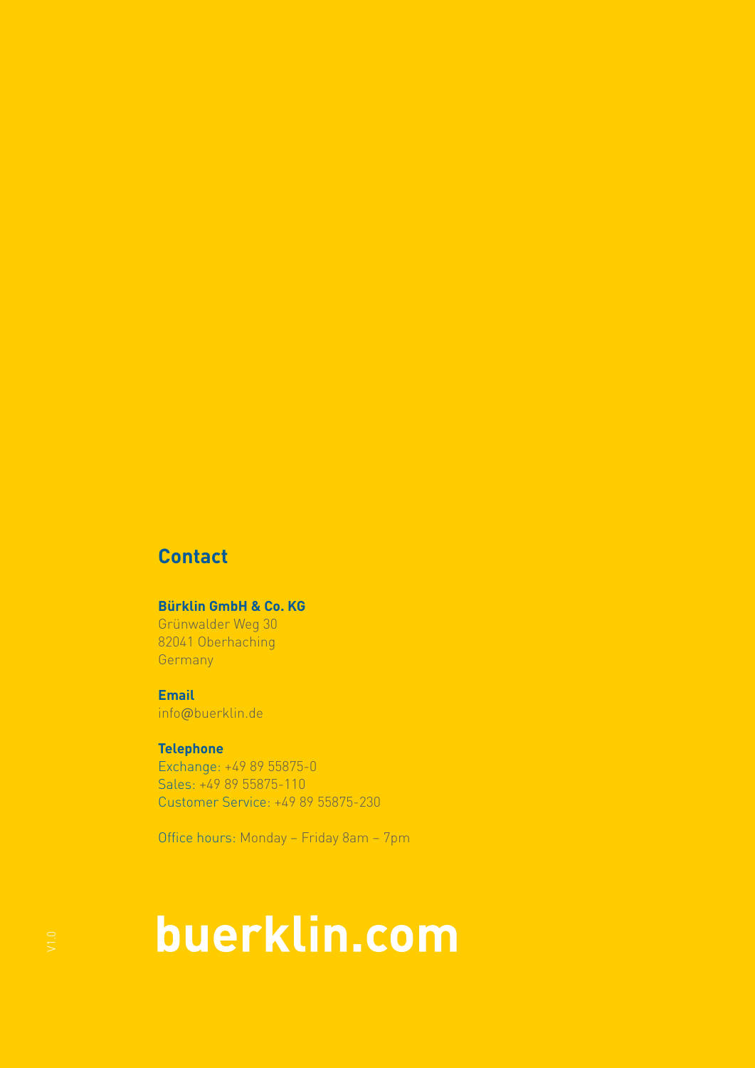## Contact

**Bürklin GmbH & Co. KG**
Grünwalder Weg 30
82041 Oberhaching
Germany

**Email**
info@buerklin.de

**Telephone**
Exchange: +49 89 55875-0
Sales: +49 89 55875-110
Customer Service: +49 89 55875-230

Office hours: Monday – Friday 8am – 7pm

V1.0

# buerklin.com